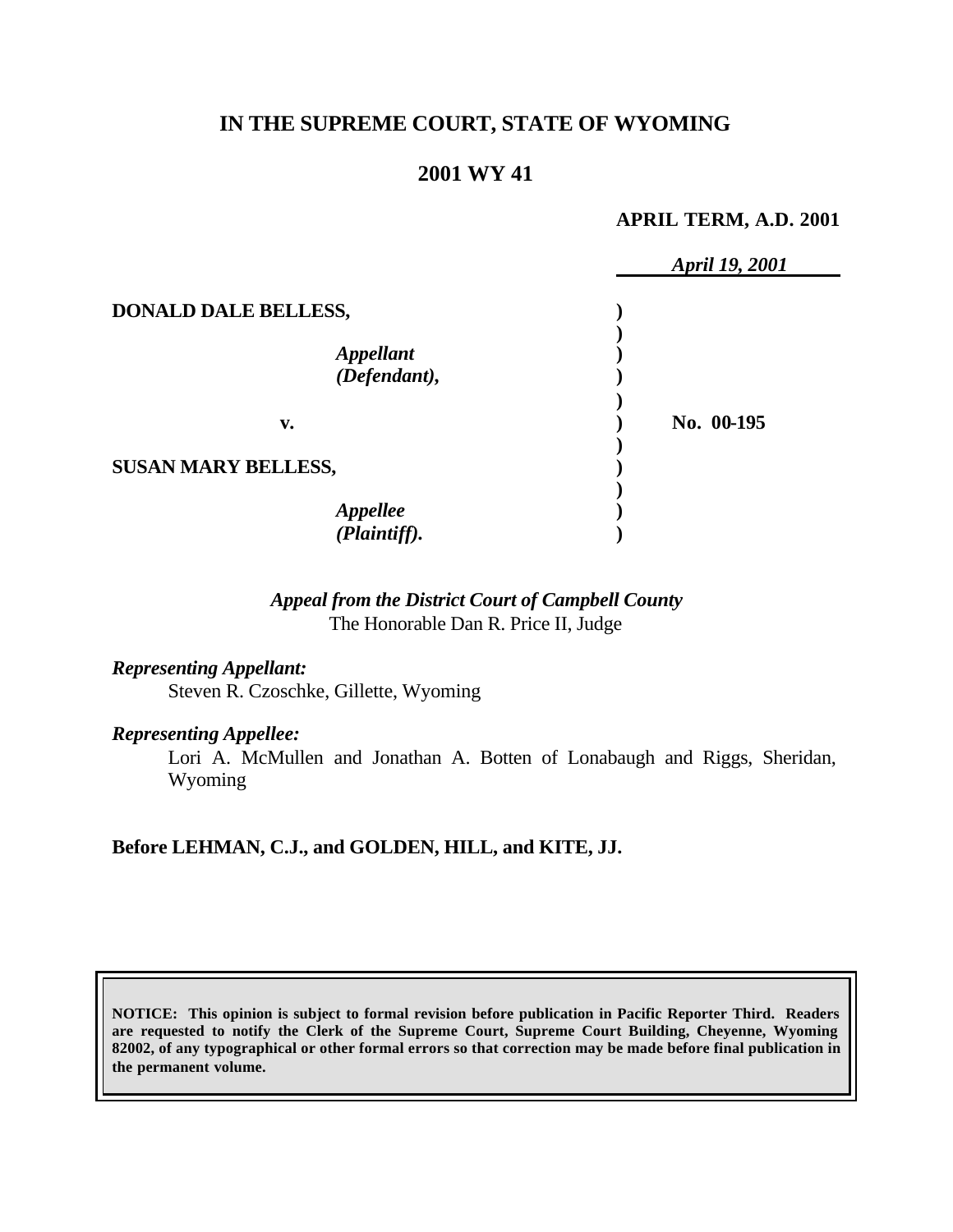**IN THE SUPREME COURT, STATE OF WYOMING**

**2001 WY 41**

**APRIL TERM, A.D. 2001**

*April 19, 2001*

**DONALD DALE BELLESS,**

*Appellant (Defendant),*

**v.**

**SUSAN MARY BELLESS,**

*Appellee (Plaintiff).*

**No. 00-195**

*Appeal from the District Court of Campbell County*
The Honorable Dan R. Price II, Judge

*Representing Appellant:*
Steven R. Czoschke, Gillette, Wyoming

*Representing Appellee:*
Lori A. McMullen and Jonathan A. Botten of Lonabaugh and Riggs, Sheridan, Wyoming

**Before LEHMAN, C.J., and GOLDEN, HILL, and KITE, JJ.**

**NOTICE: This opinion is subject to formal revision before publication in Pacific Reporter Third. Readers are requested to notify the Clerk of the Supreme Court, Supreme Court Building, Cheyenne, Wyoming 82002, of any typographical or other formal errors so that correction may be made before final publication in the permanent volume.**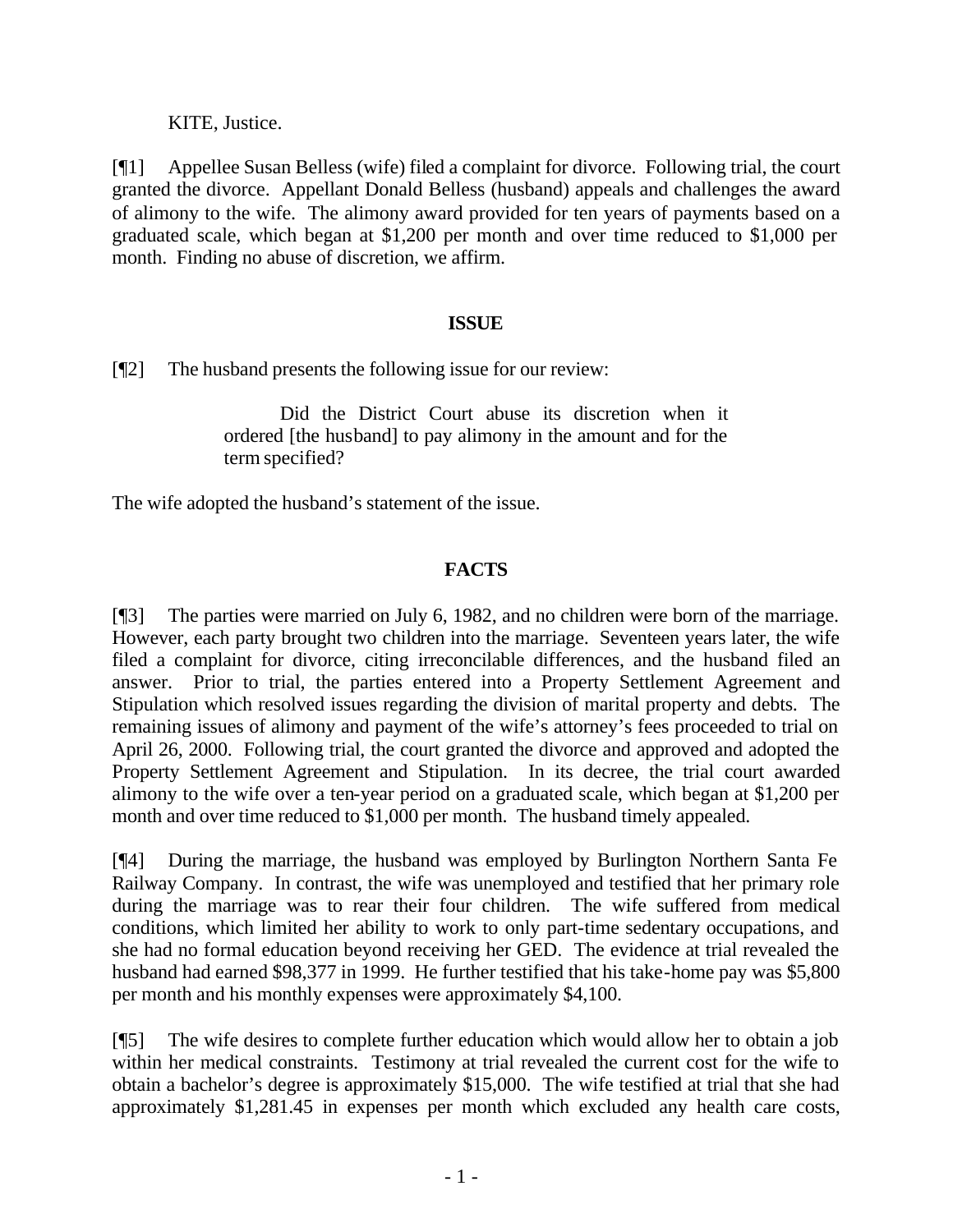KITE, Justice.

[¶1] Appellee Susan Belless (wife) filed a complaint for divorce. Following trial, the court granted the divorce. Appellant Donald Belless (husband) appeals and challenges the award of alimony to the wife. The alimony award provided for ten years of payments based on a graduated scale, which began at $1,200 per month and over time reduced to $1,000 per month. Finding no abuse of discretion, we affirm.

## ISSUE

[¶2] The husband presents the following issue for our review:

> Did the District Court abuse its discretion when it ordered [the husband] to pay alimony in the amount and for the term specified?

The wife adopted the husband's statement of the issue.

## FACTS

[¶3] The parties were married on July 6, 1982, and no children were born of the marriage. However, each party brought two children into the marriage. Seventeen years later, the wife filed a complaint for divorce, citing irreconcilable differences, and the husband filed an answer. Prior to trial, the parties entered into a Property Settlement Agreement and Stipulation which resolved issues regarding the division of marital property and debts. The remaining issues of alimony and payment of the wife's attorney's fees proceeded to trial on April 26, 2000. Following trial, the court granted the divorce and approved and adopted the Property Settlement Agreement and Stipulation. In its decree, the trial court awarded alimony to the wife over a ten-year period on a graduated scale, which began at $1,200 per month and over time reduced to $1,000 per month. The husband timely appealed.

[¶4] During the marriage, the husband was employed by Burlington Northern Santa Fe Railway Company. In contrast, the wife was unemployed and testified that her primary role during the marriage was to rear their four children. The wife suffered from medical conditions, which limited her ability to work to only part-time sedentary occupations, and she had no formal education beyond receiving her GED. The evidence at trial revealed the husband had earned $98,377 in 1999. He further testified that his take-home pay was $5,800 per month and his monthly expenses were approximately $4,100.

[¶5] The wife desires to complete further education which would allow her to obtain a job within her medical constraints. Testimony at trial revealed the current cost for the wife to obtain a bachelor's degree is approximately $15,000. The wife testified at trial that she had approximately $1,281.45 in expenses per month which excluded any health care costs,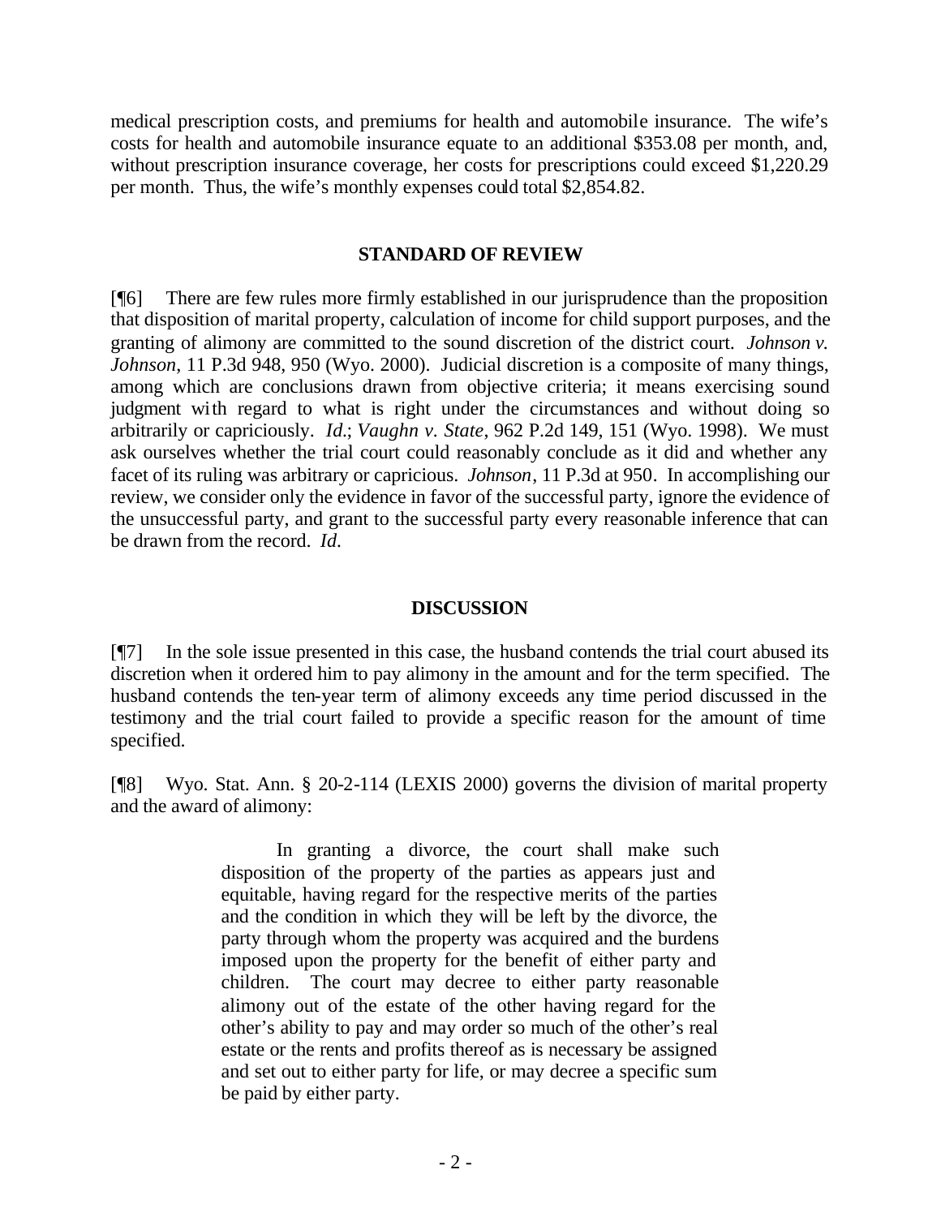medical prescription costs, and premiums for health and automobile insurance. The wife's costs for health and automobile insurance equate to an additional $353.08 per month, and, without prescription insurance coverage, her costs for prescriptions could exceed $1,220.29 per month. Thus, the wife's monthly expenses could total $2,854.82.

## STANDARD OF REVIEW

[¶6] There are few rules more firmly established in our jurisprudence than the proposition that disposition of marital property, calculation of income for child support purposes, and the granting of alimony are committed to the sound discretion of the district court. *Johnson v. Johnson*, 11 P.3d 948, 950 (Wyo. 2000). Judicial discretion is a composite of many things, among which are conclusions drawn from objective criteria; it means exercising sound judgment with regard to what is right under the circumstances and without doing so arbitrarily or capriciously. *Id.*; *Vaughn v. State*, 962 P.2d 149, 151 (Wyo. 1998). We must ask ourselves whether the trial court could reasonably conclude as it did and whether any facet of its ruling was arbitrary or capricious. *Johnson*, 11 P.3d at 950. In accomplishing our review, we consider only the evidence in favor of the successful party, ignore the evidence of the unsuccessful party, and grant to the successful party every reasonable inference that can be drawn from the record. *Id.*

## DISCUSSION

[¶7] In the sole issue presented in this case, the husband contends the trial court abused its discretion when it ordered him to pay alimony in the amount and for the term specified. The husband contends the ten-year term of alimony exceeds any time period discussed in the testimony and the trial court failed to provide a specific reason for the amount of time specified.

[¶8] Wyo. Stat. Ann. § 20-2-114 (LEXIS 2000) governs the division of marital property and the award of alimony:

> In granting a divorce, the court shall make such disposition of the property of the parties as appears just and equitable, having regard for the respective merits of the parties and the condition in which they will be left by the divorce, the party through whom the property was acquired and the burdens imposed upon the property for the benefit of either party and children. The court may decree to either party reasonable alimony out of the estate of the other having regard for the other's ability to pay and may order so much of the other's real estate or the rents and profits thereof as is necessary be assigned and set out to either party for life, or may decree a specific sum be paid by either party.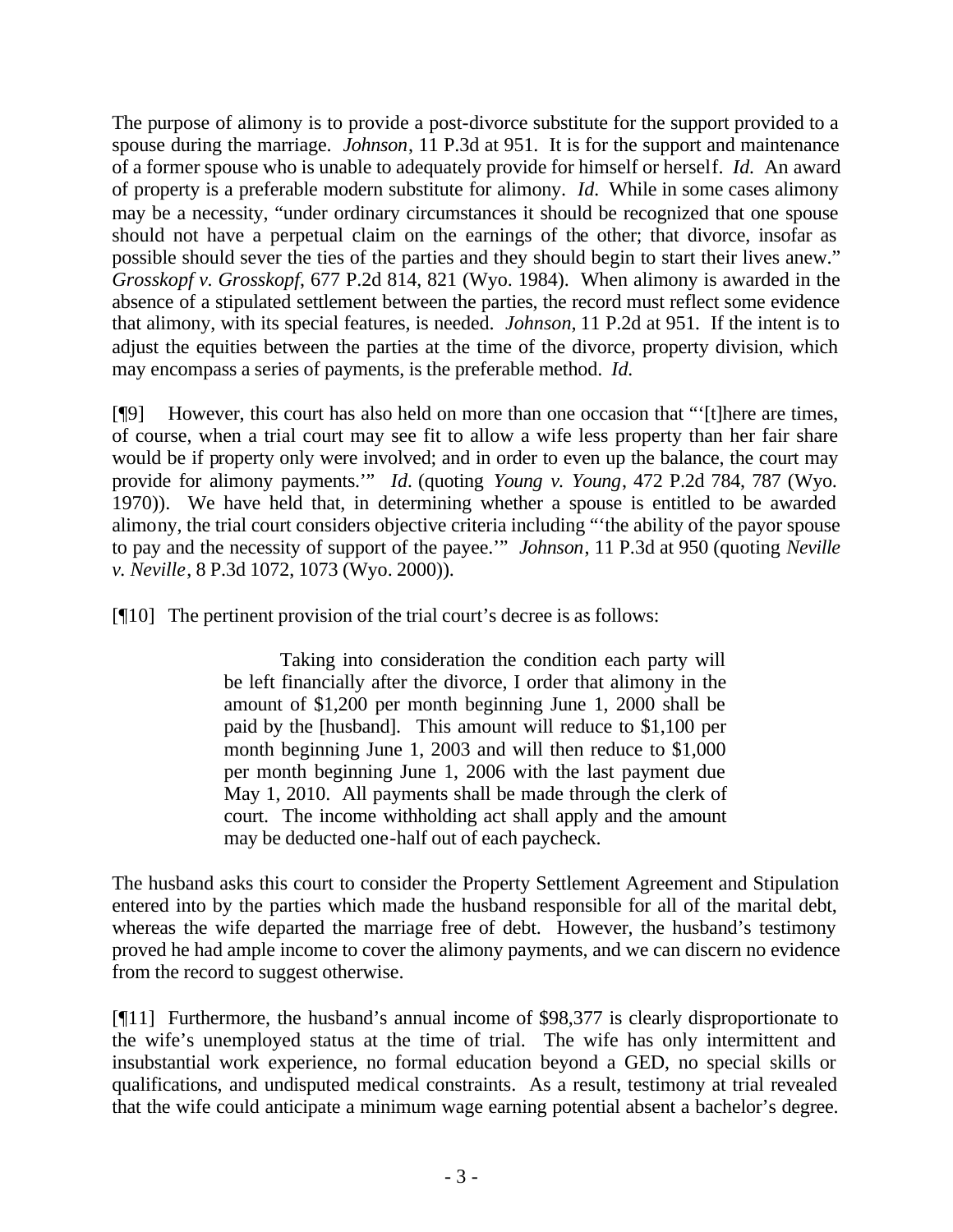The purpose of alimony is to provide a post-divorce substitute for the support provided to a spouse during the marriage. *Johnson*, 11 P.3d at 951. It is for the support and maintenance of a former spouse who is unable to adequately provide for himself or herself. *Id.* An award of property is a preferable modern substitute for alimony. *Id*. While in some cases alimony may be a necessity, "under ordinary circumstances it should be recognized that one spouse should not have a perpetual claim on the earnings of the other; that divorce, insofar as possible should sever the ties of the parties and they should begin to start their lives anew." *Grosskopf v. Grosskopf*, 677 P.2d 814, 821 (Wyo. 1984). When alimony is awarded in the absence of a stipulated settlement between the parties, the record must reflect some evidence that alimony, with its special features, is needed. *Johnson,* 11 P.2d at 951. If the intent is to adjust the equities between the parties at the time of the divorce, property division, which may encompass a series of payments, is the preferable method. *Id.*

[¶9] However, this court has also held on more than one occasion that "'[t]here are times, of course, when a trial court may see fit to allow a wife less property than her fair share would be if property only were involved; and in order to even up the balance, the court may provide for alimony payments.'" *Id*. (quoting *Young v. Young*, 472 P.2d 784, 787 (Wyo. 1970)). We have held that, in determining whether a spouse is entitled to be awarded alimony, the trial court considers objective criteria including "'the ability of the payor spouse to pay and the necessity of support of the payee.'" *Johnson*, 11 P.3d at 950 (quoting *Neville v. Neville*, 8 P.3d 1072, 1073 (Wyo. 2000)).

[¶10] The pertinent provision of the trial court's decree is as follows:

> Taking into consideration the condition each party will be left financially after the divorce, I order that alimony in the amount of $1,200 per month beginning June 1, 2000 shall be paid by the [husband]. This amount will reduce to $1,100 per month beginning June 1, 2003 and will then reduce to $1,000 per month beginning June 1, 2006 with the last payment due May 1, 2010. All payments shall be made through the clerk of court. The income withholding act shall apply and the amount may be deducted one-half out of each paycheck.

The husband asks this court to consider the Property Settlement Agreement and Stipulation entered into by the parties which made the husband responsible for all of the marital debt, whereas the wife departed the marriage free of debt. However, the husband's testimony proved he had ample income to cover the alimony payments, and we can discern no evidence from the record to suggest otherwise.

[¶11] Furthermore, the husband's annual income of $98,377 is clearly disproportionate to the wife's unemployed status at the time of trial. The wife has only intermittent and insubstantial work experience, no formal education beyond a GED, no special skills or qualifications, and undisputed medical constraints. As a result, testimony at trial revealed that the wife could anticipate a minimum wage earning potential absent a bachelor's degree.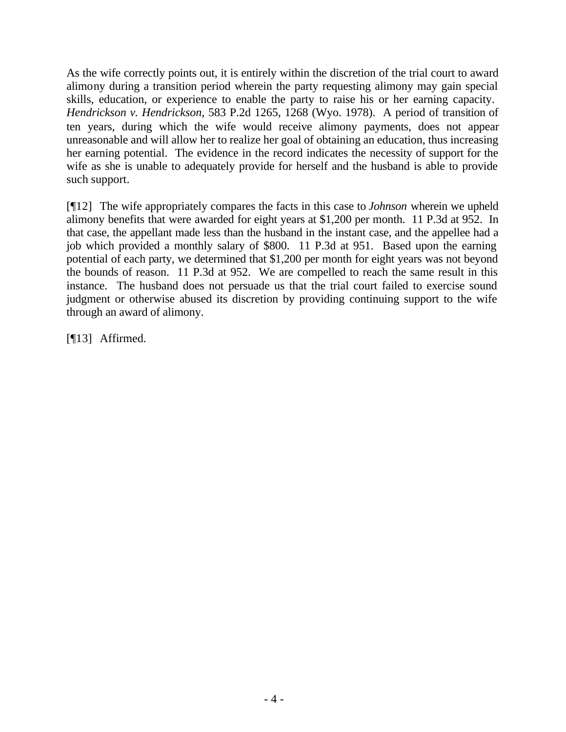As the wife correctly points out, it is entirely within the discretion of the trial court to award alimony during a transition period wherein the party requesting alimony may gain special skills, education, or experience to enable the party to raise his or her earning capacity. *Hendrickson v. Hendrickson*, 583 P.2d 1265, 1268 (Wyo. 1978). A period of transition of ten years, during which the wife would receive alimony payments, does not appear unreasonable and will allow her to realize her goal of obtaining an education, thus increasing her earning potential. The evidence in the record indicates the necessity of support for the wife as she is unable to adequately provide for herself and the husband is able to provide such support.

[¶12] The wife appropriately compares the facts in this case to *Johnson* wherein we upheld alimony benefits that were awarded for eight years at $1,200 per month. 11 P.3d at 952. In that case, the appellant made less than the husband in the instant case, and the appellee had a job which provided a monthly salary of $800. 11 P.3d at 951. Based upon the earning potential of each party, we determined that $1,200 per month for eight years was not beyond the bounds of reason. 11 P.3d at 952. We are compelled to reach the same result in this instance. The husband does not persuade us that the trial court failed to exercise sound judgment or otherwise abused its discretion by providing continuing support to the wife through an award of alimony.

[¶13] Affirmed.